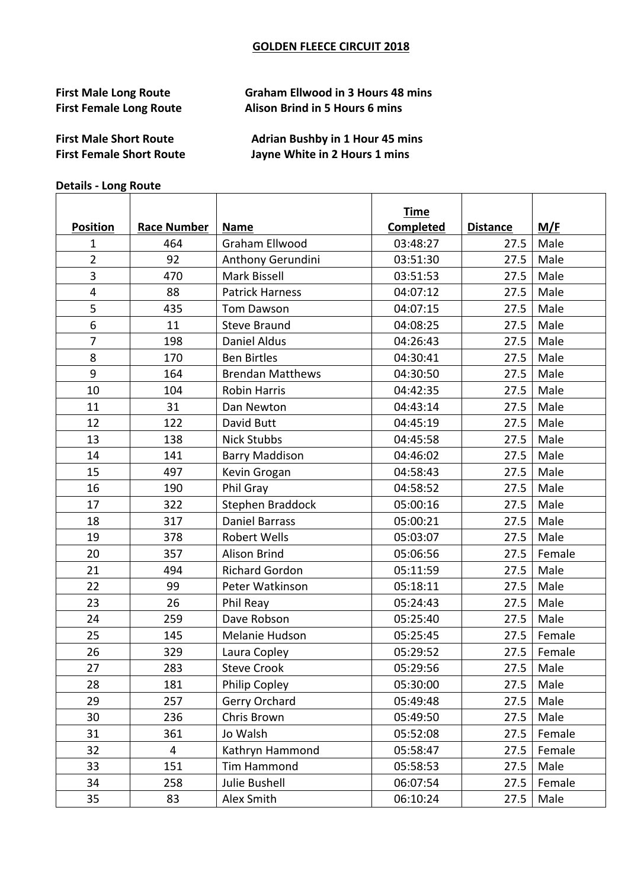# GOLDEN FLEECE CIRCUIT 2018

**First Male Long Route** — **Graham Ellwood in 3 Hours 48 mins**
**First Female Long Route** — **Alison Brind in 5 Hours 6 mins**

**First Male Short Route** — **Adrian Bushby in 1 Hour 45 mins**
**First Female Short Route** — **Jayne White in 2 Hours 1 mins**

**Details - Long Route**

| Position | Race Number | Name | Time Completed | Distance | M/F |
|---|---|---|---|---|---|
| 1 | 464 | Graham Ellwood | 03:48:27 | 27.5 | Male |
| 2 | 92 | Anthony Gerundini | 03:51:30 | 27.5 | Male |
| 3 | 470 | Mark Bissell | 03:51:53 | 27.5 | Male |
| 4 | 88 | Patrick Harness | 04:07:12 | 27.5 | Male |
| 5 | 435 | Tom Dawson | 04:07:15 | 27.5 | Male |
| 6 | 11 | Steve Braund | 04:08:25 | 27.5 | Male |
| 7 | 198 | Daniel Aldus | 04:26:43 | 27.5 | Male |
| 8 | 170 | Ben Birtles | 04:30:41 | 27.5 | Male |
| 9 | 164 | Brendan Matthews | 04:30:50 | 27.5 | Male |
| 10 | 104 | Robin Harris | 04:42:35 | 27.5 | Male |
| 11 | 31 | Dan Newton | 04:43:14 | 27.5 | Male |
| 12 | 122 | David Butt | 04:45:19 | 27.5 | Male |
| 13 | 138 | Nick Stubbs | 04:45:58 | 27.5 | Male |
| 14 | 141 | Barry Maddison | 04:46:02 | 27.5 | Male |
| 15 | 497 | Kevin Grogan | 04:58:43 | 27.5 | Male |
| 16 | 190 | Phil Gray | 04:58:52 | 27.5 | Male |
| 17 | 322 | Stephen Braddock | 05:00:16 | 27.5 | Male |
| 18 | 317 | Daniel Barrass | 05:00:21 | 27.5 | Male |
| 19 | 378 | Robert Wells | 05:03:07 | 27.5 | Male |
| 20 | 357 | Alison Brind | 05:06:56 | 27.5 | Female |
| 21 | 494 | Richard Gordon | 05:11:59 | 27.5 | Male |
| 22 | 99 | Peter Watkinson | 05:18:11 | 27.5 | Male |
| 23 | 26 | Phil Reay | 05:24:43 | 27.5 | Male |
| 24 | 259 | Dave Robson | 05:25:40 | 27.5 | Male |
| 25 | 145 | Melanie Hudson | 05:25:45 | 27.5 | Female |
| 26 | 329 | Laura Copley | 05:29:52 | 27.5 | Female |
| 27 | 283 | Steve Crook | 05:29:56 | 27.5 | Male |
| 28 | 181 | Philip Copley | 05:30:00 | 27.5 | Male |
| 29 | 257 | Gerry Orchard | 05:49:48 | 27.5 | Male |
| 30 | 236 | Chris Brown | 05:49:50 | 27.5 | Male |
| 31 | 361 | Jo Walsh | 05:52:08 | 27.5 | Female |
| 32 | 4 | Kathryn Hammond | 05:58:47 | 27.5 | Female |
| 33 | 151 | Tim Hammond | 05:58:53 | 27.5 | Male |
| 34 | 258 | Julie Bushell | 06:07:54 | 27.5 | Female |
| 35 | 83 | Alex Smith | 06:10:24 | 27.5 | Male |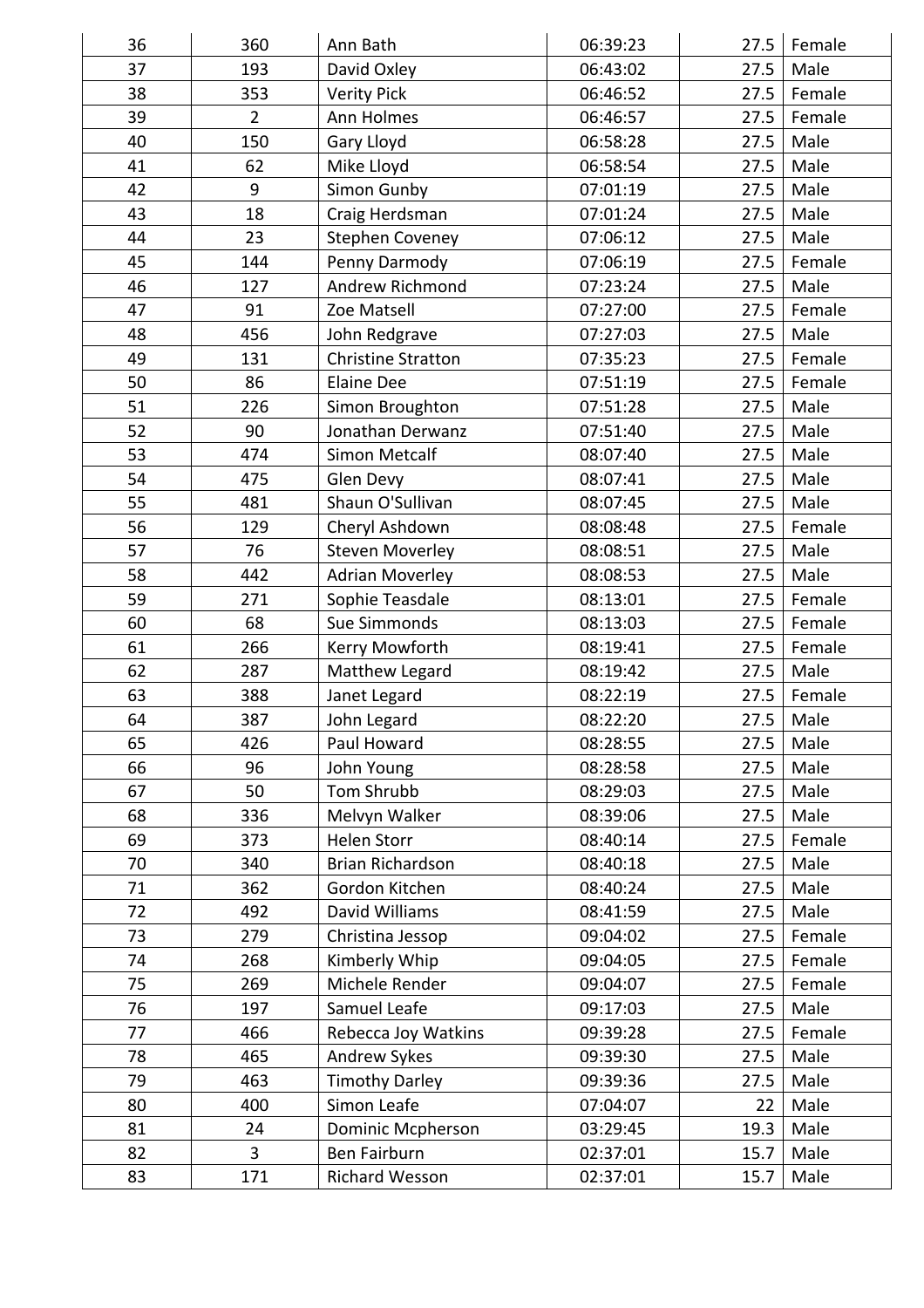| | | | | | |
|---|---|---|---|---|---|
| 36 | 360 | Ann Bath | 06:39:23 | 27.5 | Female |
| 37 | 193 | David Oxley | 06:43:02 | 27.5 | Male |
| 38 | 353 | Verity Pick | 06:46:52 | 27.5 | Female |
| 39 | 2 | Ann Holmes | 06:46:57 | 27.5 | Female |
| 40 | 150 | Gary Lloyd | 06:58:28 | 27.5 | Male |
| 41 | 62 | Mike Lloyd | 06:58:54 | 27.5 | Male |
| 42 | 9 | Simon Gunby | 07:01:19 | 27.5 | Male |
| 43 | 18 | Craig Herdsman | 07:01:24 | 27.5 | Male |
| 44 | 23 | Stephen Coveney | 07:06:12 | 27.5 | Male |
| 45 | 144 | Penny Darmody | 07:06:19 | 27.5 | Female |
| 46 | 127 | Andrew Richmond | 07:23:24 | 27.5 | Male |
| 47 | 91 | Zoe Matsell | 07:27:00 | 27.5 | Female |
| 48 | 456 | John Redgrave | 07:27:03 | 27.5 | Male |
| 49 | 131 | Christine Stratton | 07:35:23 | 27.5 | Female |
| 50 | 86 | Elaine Dee | 07:51:19 | 27.5 | Female |
| 51 | 226 | Simon Broughton | 07:51:28 | 27.5 | Male |
| 52 | 90 | Jonathan Derwanz | 07:51:40 | 27.5 | Male |
| 53 | 474 | Simon Metcalf | 08:07:40 | 27.5 | Male |
| 54 | 475 | Glen Devy | 08:07:41 | 27.5 | Male |
| 55 | 481 | Shaun O'Sullivan | 08:07:45 | 27.5 | Male |
| 56 | 129 | Cheryl Ashdown | 08:08:48 | 27.5 | Female |
| 57 | 76 | Steven Moverley | 08:08:51 | 27.5 | Male |
| 58 | 442 | Adrian Moverley | 08:08:53 | 27.5 | Male |
| 59 | 271 | Sophie Teasdale | 08:13:01 | 27.5 | Female |
| 60 | 68 | Sue Simmonds | 08:13:03 | 27.5 | Female |
| 61 | 266 | Kerry Mowforth | 08:19:41 | 27.5 | Female |
| 62 | 287 | Matthew Legard | 08:19:42 | 27.5 | Male |
| 63 | 388 | Janet Legard | 08:22:19 | 27.5 | Female |
| 64 | 387 | John Legard | 08:22:20 | 27.5 | Male |
| 65 | 426 | Paul Howard | 08:28:55 | 27.5 | Male |
| 66 | 96 | John Young | 08:28:58 | 27.5 | Male |
| 67 | 50 | Tom Shrubb | 08:29:03 | 27.5 | Male |
| 68 | 336 | Melvyn Walker | 08:39:06 | 27.5 | Male |
| 69 | 373 | Helen Storr | 08:40:14 | 27.5 | Female |
| 70 | 340 | Brian Richardson | 08:40:18 | 27.5 | Male |
| 71 | 362 | Gordon Kitchen | 08:40:24 | 27.5 | Male |
| 72 | 492 | David Williams | 08:41:59 | 27.5 | Male |
| 73 | 279 | Christina Jessop | 09:04:02 | 27.5 | Female |
| 74 | 268 | Kimberly Whip | 09:04:05 | 27.5 | Female |
| 75 | 269 | Michele Render | 09:04:07 | 27.5 | Female |
| 76 | 197 | Samuel Leafe | 09:17:03 | 27.5 | Male |
| 77 | 466 | Rebecca Joy Watkins | 09:39:28 | 27.5 | Female |
| 78 | 465 | Andrew Sykes | 09:39:30 | 27.5 | Male |
| 79 | 463 | Timothy Darley | 09:39:36 | 27.5 | Male |
| 80 | 400 | Simon Leafe | 07:04:07 | 22 | Male |
| 81 | 24 | Dominic Mcpherson | 03:29:45 | 19.3 | Male |
| 82 | 3 | Ben Fairburn | 02:37:01 | 15.7 | Male |
| 83 | 171 | Richard Wesson | 02:37:01 | 15.7 | Male |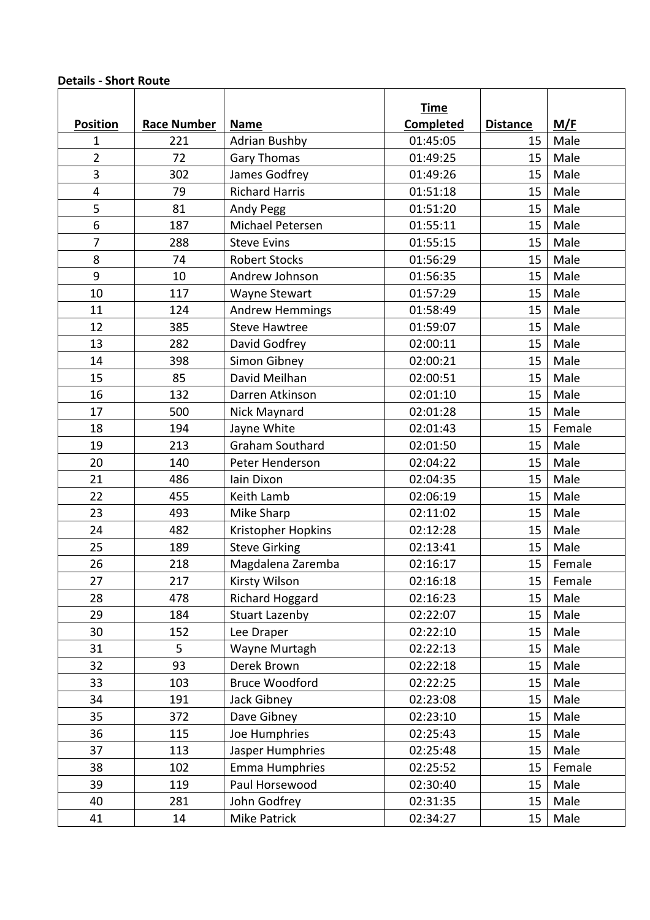**Details - Short Route**

| Position | Race Number | Name | Time Completed | Distance | M/F |
|---|---|---|---|---|---|
| 1 | 221 | Adrian Bushby | 01:45:05 | 15 | Male |
| 2 | 72 | Gary Thomas | 01:49:25 | 15 | Male |
| 3 | 302 | James Godfrey | 01:49:26 | 15 | Male |
| 4 | 79 | Richard Harris | 01:51:18 | 15 | Male |
| 5 | 81 | Andy Pegg | 01:51:20 | 15 | Male |
| 6 | 187 | Michael Petersen | 01:55:11 | 15 | Male |
| 7 | 288 | Steve Evins | 01:55:15 | 15 | Male |
| 8 | 74 | Robert Stocks | 01:56:29 | 15 | Male |
| 9 | 10 | Andrew Johnson | 01:56:35 | 15 | Male |
| 10 | 117 | Wayne Stewart | 01:57:29 | 15 | Male |
| 11 | 124 | Andrew Hemmings | 01:58:49 | 15 | Male |
| 12 | 385 | Steve Hawtree | 01:59:07 | 15 | Male |
| 13 | 282 | David Godfrey | 02:00:11 | 15 | Male |
| 14 | 398 | Simon Gibney | 02:00:21 | 15 | Male |
| 15 | 85 | David Meilhan | 02:00:51 | 15 | Male |
| 16 | 132 | Darren Atkinson | 02:01:10 | 15 | Male |
| 17 | 500 | Nick Maynard | 02:01:28 | 15 | Male |
| 18 | 194 | Jayne White | 02:01:43 | 15 | Female |
| 19 | 213 | Graham Southard | 02:01:50 | 15 | Male |
| 20 | 140 | Peter Henderson | 02:04:22 | 15 | Male |
| 21 | 486 | Iain Dixon | 02:04:35 | 15 | Male |
| 22 | 455 | Keith Lamb | 02:06:19 | 15 | Male |
| 23 | 493 | Mike Sharp | 02:11:02 | 15 | Male |
| 24 | 482 | Kristopher Hopkins | 02:12:28 | 15 | Male |
| 25 | 189 | Steve Girking | 02:13:41 | 15 | Male |
| 26 | 218 | Magdalena Zaremba | 02:16:17 | 15 | Female |
| 27 | 217 | Kirsty Wilson | 02:16:18 | 15 | Female |
| 28 | 478 | Richard Hoggard | 02:16:23 | 15 | Male |
| 29 | 184 | Stuart Lazenby | 02:22:07 | 15 | Male |
| 30 | 152 | Lee Draper | 02:22:10 | 15 | Male |
| 31 | 5 | Wayne Murtagh | 02:22:13 | 15 | Male |
| 32 | 93 | Derek Brown | 02:22:18 | 15 | Male |
| 33 | 103 | Bruce Woodford | 02:22:25 | 15 | Male |
| 34 | 191 | Jack Gibney | 02:23:08 | 15 | Male |
| 35 | 372 | Dave Gibney | 02:23:10 | 15 | Male |
| 36 | 115 | Joe Humphries | 02:25:43 | 15 | Male |
| 37 | 113 | Jasper Humphries | 02:25:48 | 15 | Male |
| 38 | 102 | Emma Humphries | 02:25:52 | 15 | Female |
| 39 | 119 | Paul Horsewood | 02:30:40 | 15 | Male |
| 40 | 281 | John Godfrey | 02:31:35 | 15 | Male |
| 41 | 14 | Mike Patrick | 02:34:27 | 15 | Male |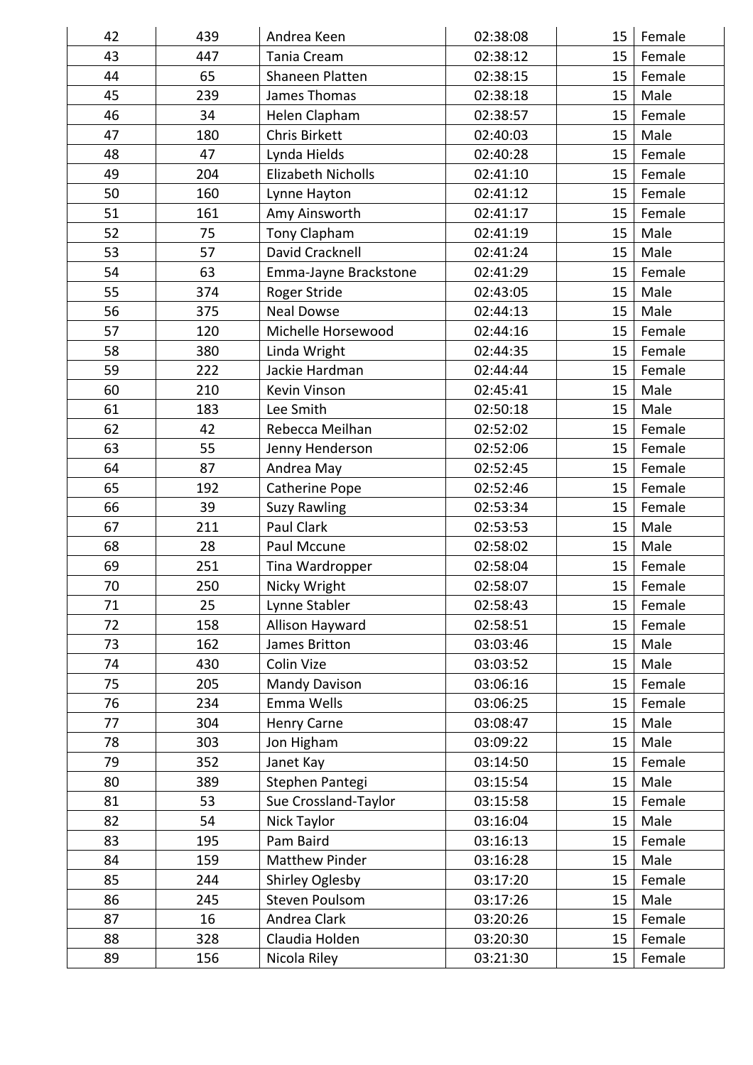| 42 | 439 | Andrea Keen | 02:38:08 | 15 | Female |
|---|---|---|---|---|---|
| 43 | 447 | Tania Cream | 02:38:12 | 15 | Female |
| 44 | 65 | Shaneen Platten | 02:38:15 | 15 | Female |
| 45 | 239 | James Thomas | 02:38:18 | 15 | Male |
| 46 | 34 | Helen Clapham | 02:38:57 | 15 | Female |
| 47 | 180 | Chris Birkett | 02:40:03 | 15 | Male |
| 48 | 47 | Lynda Hields | 02:40:28 | 15 | Female |
| 49 | 204 | Elizabeth Nicholls | 02:41:10 | 15 | Female |
| 50 | 160 | Lynne Hayton | 02:41:12 | 15 | Female |
| 51 | 161 | Amy Ainsworth | 02:41:17 | 15 | Female |
| 52 | 75 | Tony Clapham | 02:41:19 | 15 | Male |
| 53 | 57 | David Cracknell | 02:41:24 | 15 | Male |
| 54 | 63 | Emma-Jayne Brackstone | 02:41:29 | 15 | Female |
| 55 | 374 | Roger Stride | 02:43:05 | 15 | Male |
| 56 | 375 | Neal Dowse | 02:44:13 | 15 | Male |
| 57 | 120 | Michelle Horsewood | 02:44:16 | 15 | Female |
| 58 | 380 | Linda Wright | 02:44:35 | 15 | Female |
| 59 | 222 | Jackie Hardman | 02:44:44 | 15 | Female |
| 60 | 210 | Kevin Vinson | 02:45:41 | 15 | Male |
| 61 | 183 | Lee Smith | 02:50:18 | 15 | Male |
| 62 | 42 | Rebecca Meilhan | 02:52:02 | 15 | Female |
| 63 | 55 | Jenny Henderson | 02:52:06 | 15 | Female |
| 64 | 87 | Andrea May | 02:52:45 | 15 | Female |
| 65 | 192 | Catherine Pope | 02:52:46 | 15 | Female |
| 66 | 39 | Suzy Rawling | 02:53:34 | 15 | Female |
| 67 | 211 | Paul Clark | 02:53:53 | 15 | Male |
| 68 | 28 | Paul Mccune | 02:58:02 | 15 | Male |
| 69 | 251 | Tina Wardropper | 02:58:04 | 15 | Female |
| 70 | 250 | Nicky Wright | 02:58:07 | 15 | Female |
| 71 | 25 | Lynne Stabler | 02:58:43 | 15 | Female |
| 72 | 158 | Allison Hayward | 02:58:51 | 15 | Female |
| 73 | 162 | James Britton | 03:03:46 | 15 | Male |
| 74 | 430 | Colin Vize | 03:03:52 | 15 | Male |
| 75 | 205 | Mandy Davison | 03:06:16 | 15 | Female |
| 76 | 234 | Emma Wells | 03:06:25 | 15 | Female |
| 77 | 304 | Henry Carne | 03:08:47 | 15 | Male |
| 78 | 303 | Jon Higham | 03:09:22 | 15 | Male |
| 79 | 352 | Janet Kay | 03:14:50 | 15 | Female |
| 80 | 389 | Stephen Pantegi | 03:15:54 | 15 | Male |
| 81 | 53 | Sue Crossland-Taylor | 03:15:58 | 15 | Female |
| 82 | 54 | Nick Taylor | 03:16:04 | 15 | Male |
| 83 | 195 | Pam Baird | 03:16:13 | 15 | Female |
| 84 | 159 | Matthew Pinder | 03:16:28 | 15 | Male |
| 85 | 244 | Shirley Oglesby | 03:17:20 | 15 | Female |
| 86 | 245 | Steven Poulsom | 03:17:26 | 15 | Male |
| 87 | 16 | Andrea Clark | 03:20:26 | 15 | Female |
| 88 | 328 | Claudia Holden | 03:20:30 | 15 | Female |
| 89 | 156 | Nicola Riley | 03:21:30 | 15 | Female |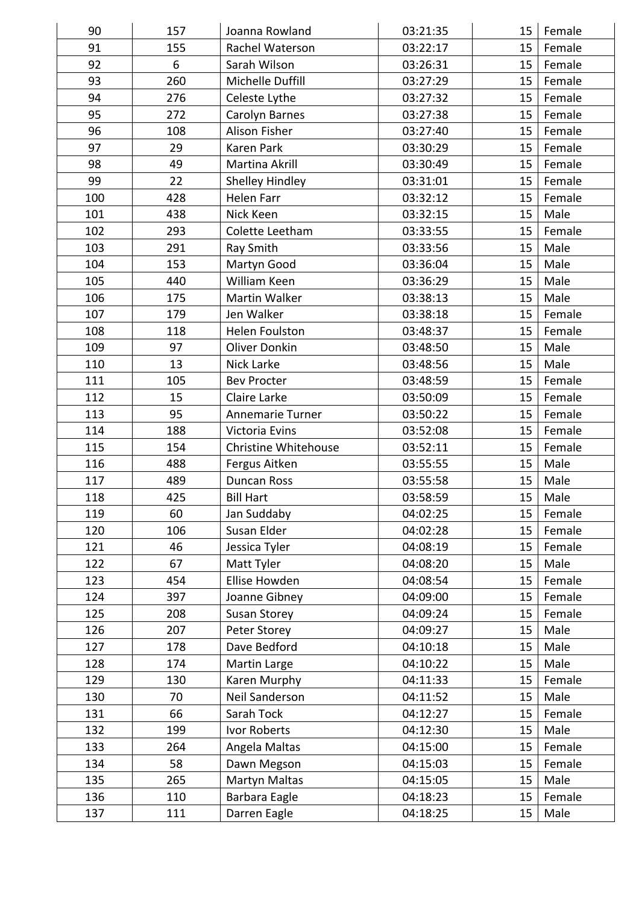| | | | | | |
|---|---|---|---|---|---|
| 90 | 157 | Joanna Rowland | 03:21:35 | 15 | Female |
| 91 | 155 | Rachel Waterson | 03:22:17 | 15 | Female |
| 92 | 6 | Sarah Wilson | 03:26:31 | 15 | Female |
| 93 | 260 | Michelle Duffill | 03:27:29 | 15 | Female |
| 94 | 276 | Celeste Lythe | 03:27:32 | 15 | Female |
| 95 | 272 | Carolyn Barnes | 03:27:38 | 15 | Female |
| 96 | 108 | Alison Fisher | 03:27:40 | 15 | Female |
| 97 | 29 | Karen Park | 03:30:29 | 15 | Female |
| 98 | 49 | Martina Akrill | 03:30:49 | 15 | Female |
| 99 | 22 | Shelley Hindley | 03:31:01 | 15 | Female |
| 100 | 428 | Helen Farr | 03:32:12 | 15 | Female |
| 101 | 438 | Nick Keen | 03:32:15 | 15 | Male |
| 102 | 293 | Colette Leetham | 03:33:55 | 15 | Female |
| 103 | 291 | Ray Smith | 03:33:56 | 15 | Male |
| 104 | 153 | Martyn Good | 03:36:04 | 15 | Male |
| 105 | 440 | William Keen | 03:36:29 | 15 | Male |
| 106 | 175 | Martin Walker | 03:38:13 | 15 | Male |
| 107 | 179 | Jen Walker | 03:38:18 | 15 | Female |
| 108 | 118 | Helen Foulston | 03:48:37 | 15 | Female |
| 109 | 97 | Oliver Donkin | 03:48:50 | 15 | Male |
| 110 | 13 | Nick Larke | 03:48:56 | 15 | Male |
| 111 | 105 | Bev Procter | 03:48:59 | 15 | Female |
| 112 | 15 | Claire Larke | 03:50:09 | 15 | Female |
| 113 | 95 | Annemarie Turner | 03:50:22 | 15 | Female |
| 114 | 188 | Victoria Evins | 03:52:08 | 15 | Female |
| 115 | 154 | Christine Whitehouse | 03:52:11 | 15 | Female |
| 116 | 488 | Fergus Aitken | 03:55:55 | 15 | Male |
| 117 | 489 | Duncan Ross | 03:55:58 | 15 | Male |
| 118 | 425 | Bill Hart | 03:58:59 | 15 | Male |
| 119 | 60 | Jan Suddaby | 04:02:25 | 15 | Female |
| 120 | 106 | Susan Elder | 04:02:28 | 15 | Female |
| 121 | 46 | Jessica Tyler | 04:08:19 | 15 | Female |
| 122 | 67 | Matt Tyler | 04:08:20 | 15 | Male |
| 123 | 454 | Ellise Howden | 04:08:54 | 15 | Female |
| 124 | 397 | Joanne Gibney | 04:09:00 | 15 | Female |
| 125 | 208 | Susan Storey | 04:09:24 | 15 | Female |
| 126 | 207 | Peter Storey | 04:09:27 | 15 | Male |
| 127 | 178 | Dave Bedford | 04:10:18 | 15 | Male |
| 128 | 174 | Martin Large | 04:10:22 | 15 | Male |
| 129 | 130 | Karen Murphy | 04:11:33 | 15 | Female |
| 130 | 70 | Neil Sanderson | 04:11:52 | 15 | Male |
| 131 | 66 | Sarah Tock | 04:12:27 | 15 | Female |
| 132 | 199 | Ivor Roberts | 04:12:30 | 15 | Male |
| 133 | 264 | Angela Maltas | 04:15:00 | 15 | Female |
| 134 | 58 | Dawn Megson | 04:15:03 | 15 | Female |
| 135 | 265 | Martyn Maltas | 04:15:05 | 15 | Male |
| 136 | 110 | Barbara Eagle | 04:18:23 | 15 | Female |
| 137 | 111 | Darren Eagle | 04:18:25 | 15 | Male |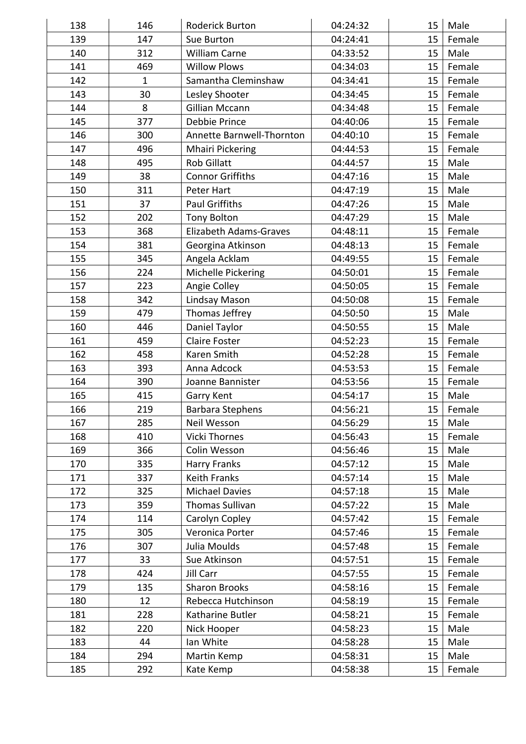| | | | | | |
|---|---|---|---|---|---|
| 138 | 146 | Roderick Burton | 04:24:32 | 15 | Male |
| 139 | 147 | Sue Burton | 04:24:41 | 15 | Female |
| 140 | 312 | William Carne | 04:33:52 | 15 | Male |
| 141 | 469 | Willow Plows | 04:34:03 | 15 | Female |
| 142 | 1 | Samantha Cleminshaw | 04:34:41 | 15 | Female |
| 143 | 30 | Lesley Shooter | 04:34:45 | 15 | Female |
| 144 | 8 | Gillian Mccann | 04:34:48 | 15 | Female |
| 145 | 377 | Debbie Prince | 04:40:06 | 15 | Female |
| 146 | 300 | Annette Barnwell-Thornton | 04:40:10 | 15 | Female |
| 147 | 496 | Mhairi Pickering | 04:44:53 | 15 | Female |
| 148 | 495 | Rob Gillatt | 04:44:57 | 15 | Male |
| 149 | 38 | Connor Griffiths | 04:47:16 | 15 | Male |
| 150 | 311 | Peter Hart | 04:47:19 | 15 | Male |
| 151 | 37 | Paul Griffiths | 04:47:26 | 15 | Male |
| 152 | 202 | Tony Bolton | 04:47:29 | 15 | Male |
| 153 | 368 | Elizabeth Adams-Graves | 04:48:11 | 15 | Female |
| 154 | 381 | Georgina Atkinson | 04:48:13 | 15 | Female |
| 155 | 345 | Angela Acklam | 04:49:55 | 15 | Female |
| 156 | 224 | Michelle Pickering | 04:50:01 | 15 | Female |
| 157 | 223 | Angie Colley | 04:50:05 | 15 | Female |
| 158 | 342 | Lindsay Mason | 04:50:08 | 15 | Female |
| 159 | 479 | Thomas Jeffrey | 04:50:50 | 15 | Male |
| 160 | 446 | Daniel Taylor | 04:50:55 | 15 | Male |
| 161 | 459 | Claire Foster | 04:52:23 | 15 | Female |
| 162 | 458 | Karen Smith | 04:52:28 | 15 | Female |
| 163 | 393 | Anna Adcock | 04:53:53 | 15 | Female |
| 164 | 390 | Joanne Bannister | 04:53:56 | 15 | Female |
| 165 | 415 | Garry Kent | 04:54:17 | 15 | Male |
| 166 | 219 | Barbara Stephens | 04:56:21 | 15 | Female |
| 167 | 285 | Neil Wesson | 04:56:29 | 15 | Male |
| 168 | 410 | Vicki Thornes | 04:56:43 | 15 | Female |
| 169 | 366 | Colin Wesson | 04:56:46 | 15 | Male |
| 170 | 335 | Harry Franks | 04:57:12 | 15 | Male |
| 171 | 337 | Keith Franks | 04:57:14 | 15 | Male |
| 172 | 325 | Michael Davies | 04:57:18 | 15 | Male |
| 173 | 359 | Thomas Sullivan | 04:57:22 | 15 | Male |
| 174 | 114 | Carolyn Copley | 04:57:42 | 15 | Female |
| 175 | 305 | Veronica Porter | 04:57:46 | 15 | Female |
| 176 | 307 | Julia Moulds | 04:57:48 | 15 | Female |
| 177 | 33 | Sue Atkinson | 04:57:51 | 15 | Female |
| 178 | 424 | Jill Carr | 04:57:55 | 15 | Female |
| 179 | 135 | Sharon Brooks | 04:58:16 | 15 | Female |
| 180 | 12 | Rebecca Hutchinson | 04:58:19 | 15 | Female |
| 181 | 228 | Katharine Butler | 04:58:21 | 15 | Female |
| 182 | 220 | Nick Hooper | 04:58:23 | 15 | Male |
| 183 | 44 | Ian White | 04:58:28 | 15 | Male |
| 184 | 294 | Martin Kemp | 04:58:31 | 15 | Male |
| 185 | 292 | Kate Kemp | 04:58:38 | 15 | Female |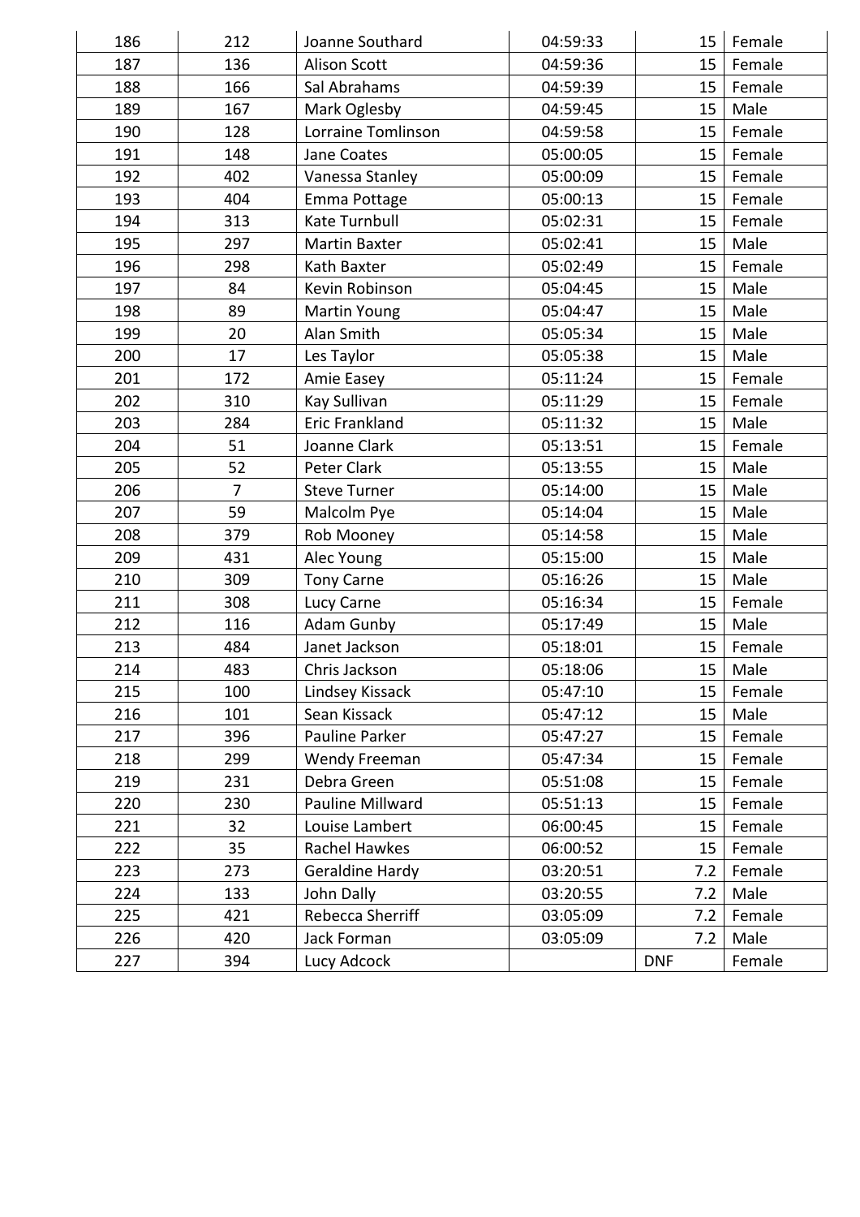| | | | | | |
|---|---|---|---|---|---|
| 186 | 212 | Joanne Southard | 04:59:33 | 15 | Female |
| 187 | 136 | Alison Scott | 04:59:36 | 15 | Female |
| 188 | 166 | Sal Abrahams | 04:59:39 | 15 | Female |
| 189 | 167 | Mark Oglesby | 04:59:45 | 15 | Male |
| 190 | 128 | Lorraine Tomlinson | 04:59:58 | 15 | Female |
| 191 | 148 | Jane Coates | 05:00:05 | 15 | Female |
| 192 | 402 | Vanessa Stanley | 05:00:09 | 15 | Female |
| 193 | 404 | Emma Pottage | 05:00:13 | 15 | Female |
| 194 | 313 | Kate Turnbull | 05:02:31 | 15 | Female |
| 195 | 297 | Martin Baxter | 05:02:41 | 15 | Male |
| 196 | 298 | Kath Baxter | 05:02:49 | 15 | Female |
| 197 | 84 | Kevin Robinson | 05:04:45 | 15 | Male |
| 198 | 89 | Martin Young | 05:04:47 | 15 | Male |
| 199 | 20 | Alan Smith | 05:05:34 | 15 | Male |
| 200 | 17 | Les Taylor | 05:05:38 | 15 | Male |
| 201 | 172 | Amie Easey | 05:11:24 | 15 | Female |
| 202 | 310 | Kay Sullivan | 05:11:29 | 15 | Female |
| 203 | 284 | Eric Frankland | 05:11:32 | 15 | Male |
| 204 | 51 | Joanne Clark | 05:13:51 | 15 | Female |
| 205 | 52 | Peter Clark | 05:13:55 | 15 | Male |
| 206 | 7 | Steve Turner | 05:14:00 | 15 | Male |
| 207 | 59 | Malcolm Pye | 05:14:04 | 15 | Male |
| 208 | 379 | Rob Mooney | 05:14:58 | 15 | Male |
| 209 | 431 | Alec Young | 05:15:00 | 15 | Male |
| 210 | 309 | Tony Carne | 05:16:26 | 15 | Male |
| 211 | 308 | Lucy Carne | 05:16:34 | 15 | Female |
| 212 | 116 | Adam Gunby | 05:17:49 | 15 | Male |
| 213 | 484 | Janet Jackson | 05:18:01 | 15 | Female |
| 214 | 483 | Chris Jackson | 05:18:06 | 15 | Male |
| 215 | 100 | Lindsey Kissack | 05:47:10 | 15 | Female |
| 216 | 101 | Sean Kissack | 05:47:12 | 15 | Male |
| 217 | 396 | Pauline Parker | 05:47:27 | 15 | Female |
| 218 | 299 | Wendy Freeman | 05:47:34 | 15 | Female |
| 219 | 231 | Debra Green | 05:51:08 | 15 | Female |
| 220 | 230 | Pauline Millward | 05:51:13 | 15 | Female |
| 221 | 32 | Louise Lambert | 06:00:45 | 15 | Female |
| 222 | 35 | Rachel Hawkes | 06:00:52 | 15 | Female |
| 223 | 273 | Geraldine Hardy | 03:20:51 | 7.2 | Female |
| 224 | 133 | John Dally | 03:20:55 | 7.2 | Male |
| 225 | 421 | Rebecca Sherriff | 03:05:09 | 7.2 | Female |
| 226 | 420 | Jack Forman | 03:05:09 | 7.2 | Male |
| 227 | 394 | Lucy Adcock | | DNF | Female |